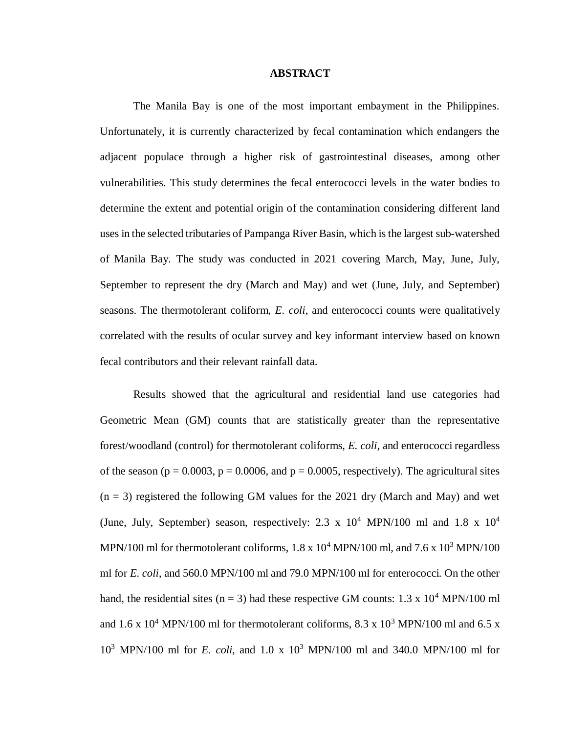## ABSTRACT

The Manila Bay is one of the most important embayment in the Philippines. Unfortunately, it is currently characterized by fecal contamination which endangers the adjacent populace through a higher risk of gastrointestinal diseases, among other vulnerabilities. This study determines the fecal enterococci levels in the water bodies to determine the extent and potential origin of the contamination considering different land uses in the selected tributaries of Pampanga River Basin, which is the largest sub-watershed of Manila Bay. The study was conducted in 2021 covering March, May, June, July, September to represent the dry (March and May) and wet (June, July, and September) seasons. The thermotolerant coliform, *E. coli*, and enterococci counts were qualitatively correlated with the results of ocular survey and key informant interview based on known fecal contributors and their relevant rainfall data.

Results showed that the agricultural and residential land use categories had Geometric Mean (GM) counts that are statistically greater than the representative forest/woodland (control) for thermotolerant coliforms, *E. coli*, and enterococci regardless of the season ($p = 0.0003$, $p = 0.0006$, and $p = 0.0005$, respectively). The agricultural sites ($n = 3$) registered the following GM values for the 2021 dry (March and May) and wet (June, July, September) season, respectively: $2.3 \times 10^4$ MPN/100 ml and $1.8 \times 10^4$ MPN/100 ml for thermotolerant coliforms, $1.8 \times 10^4$ MPN/100 ml, and $7.6 \times 10^3$ MPN/100 ml for *E. coli*, and 560.0 MPN/100 ml and 79.0 MPN/100 ml for enterococci. On the other hand, the residential sites ($n = 3$) had these respective GM counts: $1.3 \times 10^4$ MPN/100 ml and $1.6 \times 10^4$ MPN/100 ml for thermotolerant coliforms, $8.3 \times 10^3$ MPN/100 ml and $6.5 \times 10^3$ MPN/100 ml for *E. coli*, and $1.0 \times 10^3$ MPN/100 ml and 340.0 MPN/100 ml for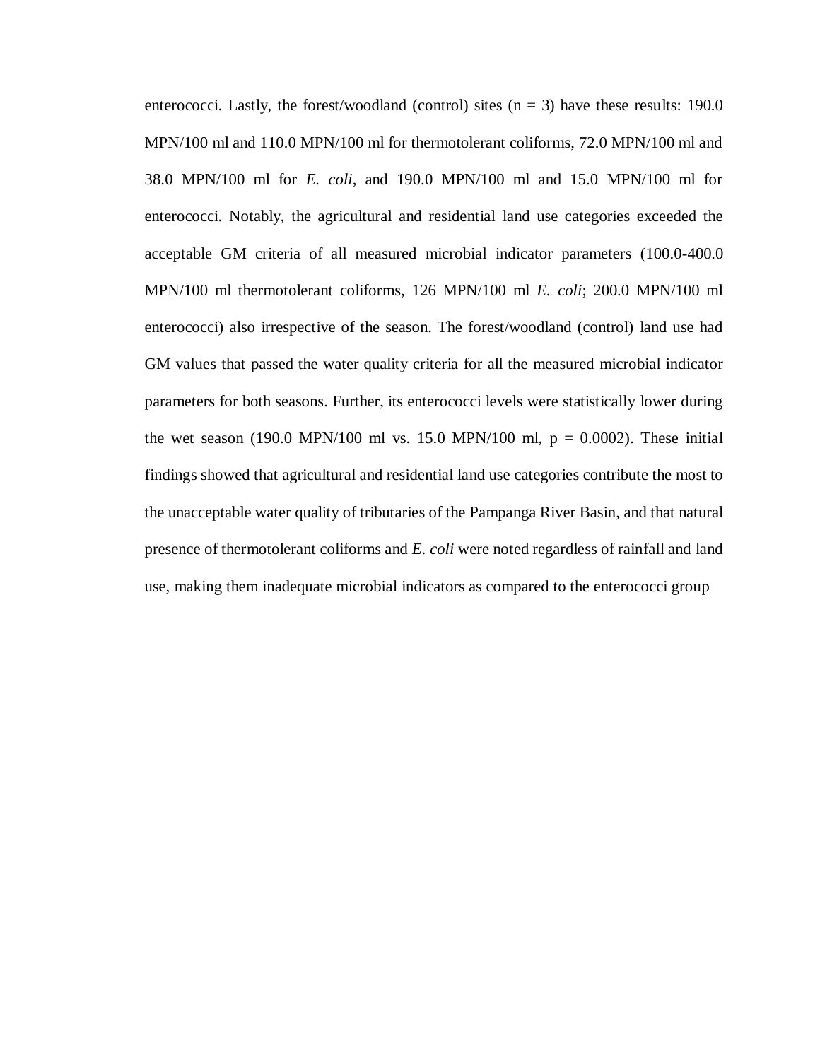enterococci. Lastly, the forest/woodland (control) sites ($n = 3$) have these results: 190.0 MPN/100 ml and 110.0 MPN/100 ml for thermotolerant coliforms, 72.0 MPN/100 ml and 38.0 MPN/100 ml for *E. coli*, and 190.0 MPN/100 ml and 15.0 MPN/100 ml for enterococci. Notably, the agricultural and residential land use categories exceeded the acceptable GM criteria of all measured microbial indicator parameters (100.0-400.0 MPN/100 ml thermotolerant coliforms, 126 MPN/100 ml *E. coli*; 200.0 MPN/100 ml enterococci) also irrespective of the season. The forest/woodland (control) land use had GM values that passed the water quality criteria for all the measured microbial indicator parameters for both seasons. Further, its enterococci levels were statistically lower during the wet season (190.0 MPN/100 ml vs. 15.0 MPN/100 ml, $p = 0.0002$). These initial findings showed that agricultural and residential land use categories contribute the most to the unacceptable water quality of tributaries of the Pampanga River Basin, and that natural presence of thermotolerant coliforms and *E. coli* were noted regardless of rainfall and land use, making them inadequate microbial indicators as compared to the enterococci group